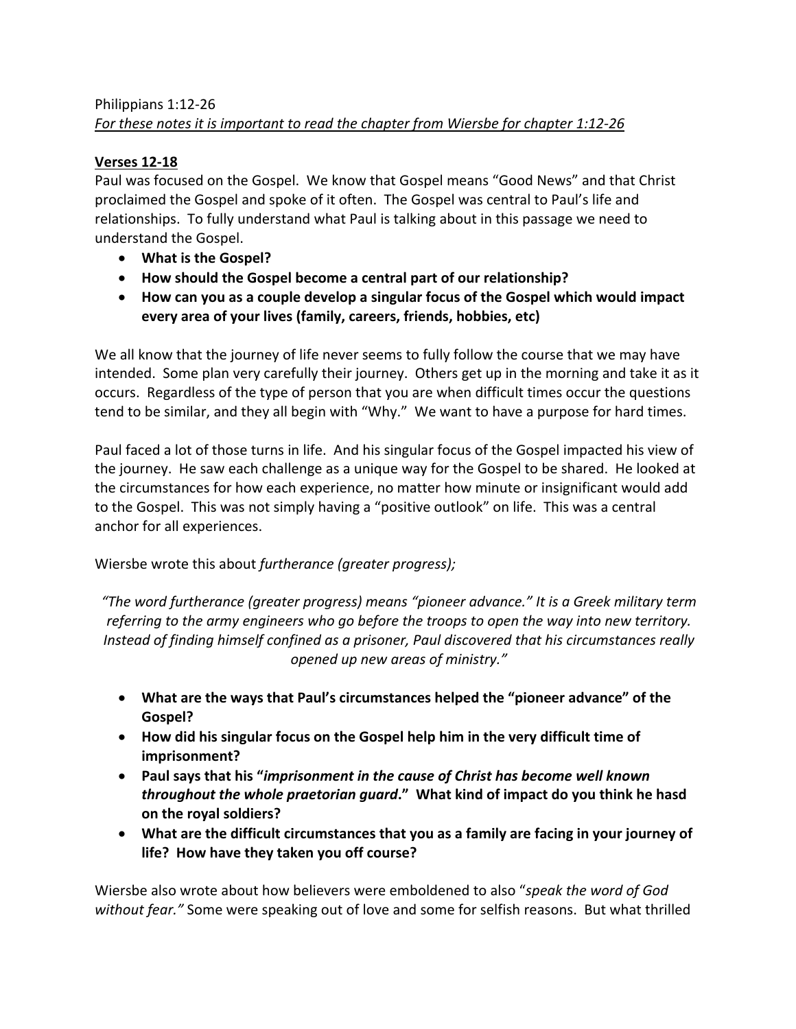Philippians 1:12-26

*For these notes it is important to read the chapter from Wiersbe for chapter 1:12-26*

**Verses 12-18**

Paul was focused on the Gospel. We know that Gospel means "Good News" and that Christ proclaimed the Gospel and spoke of it often. The Gospel was central to Paul's life and relationships. To fully understand what Paul is talking about in this passage we need to understand the Gospel.

- **What is the Gospel?**
- **How should the Gospel become a central part of our relationship?**
- **How can you as a couple develop a singular focus of the Gospel which would impact every area of your lives (family, careers, friends, hobbies, etc)**

We all know that the journey of life never seems to fully follow the course that we may have intended. Some plan very carefully their journey. Others get up in the morning and take it as it occurs. Regardless of the type of person that you are when difficult times occur the questions tend to be similar, and they all begin with "Why." We want to have a purpose for hard times.

Paul faced a lot of those turns in life. And his singular focus of the Gospel impacted his view of the journey. He saw each challenge as a unique way for the Gospel to be shared. He looked at the circumstances for how each experience, no matter how minute or insignificant would add to the Gospel. This was not simply having a "positive outlook" on life. This was a central anchor for all experiences.

Wiersbe wrote this about *furtherance (greater progress);*

*"The word furtherance (greater progress) means "pioneer advance." It is a Greek military term referring to the army engineers who go before the troops to open the way into new territory. Instead of finding himself confined as a prisoner, Paul discovered that his circumstances really opened up new areas of ministry."*

- **What are the ways that Paul's circumstances helped the "pioneer advance" of the Gospel?**
- **How did his singular focus on the Gospel help him in the very difficult time of imprisonment?**
- **Paul says that his "*imprisonment in the cause of Christ has become well known throughout the whole praetorian guard*." What kind of impact do you think he hasd on the royal soldiers?**
- **What are the difficult circumstances that you as a family are facing in your journey of life? How have they taken you off course?**

Wiersbe also wrote about how believers were emboldened to also "*speak the word of God without fear."* Some were speaking out of love and some for selfish reasons. But what thrilled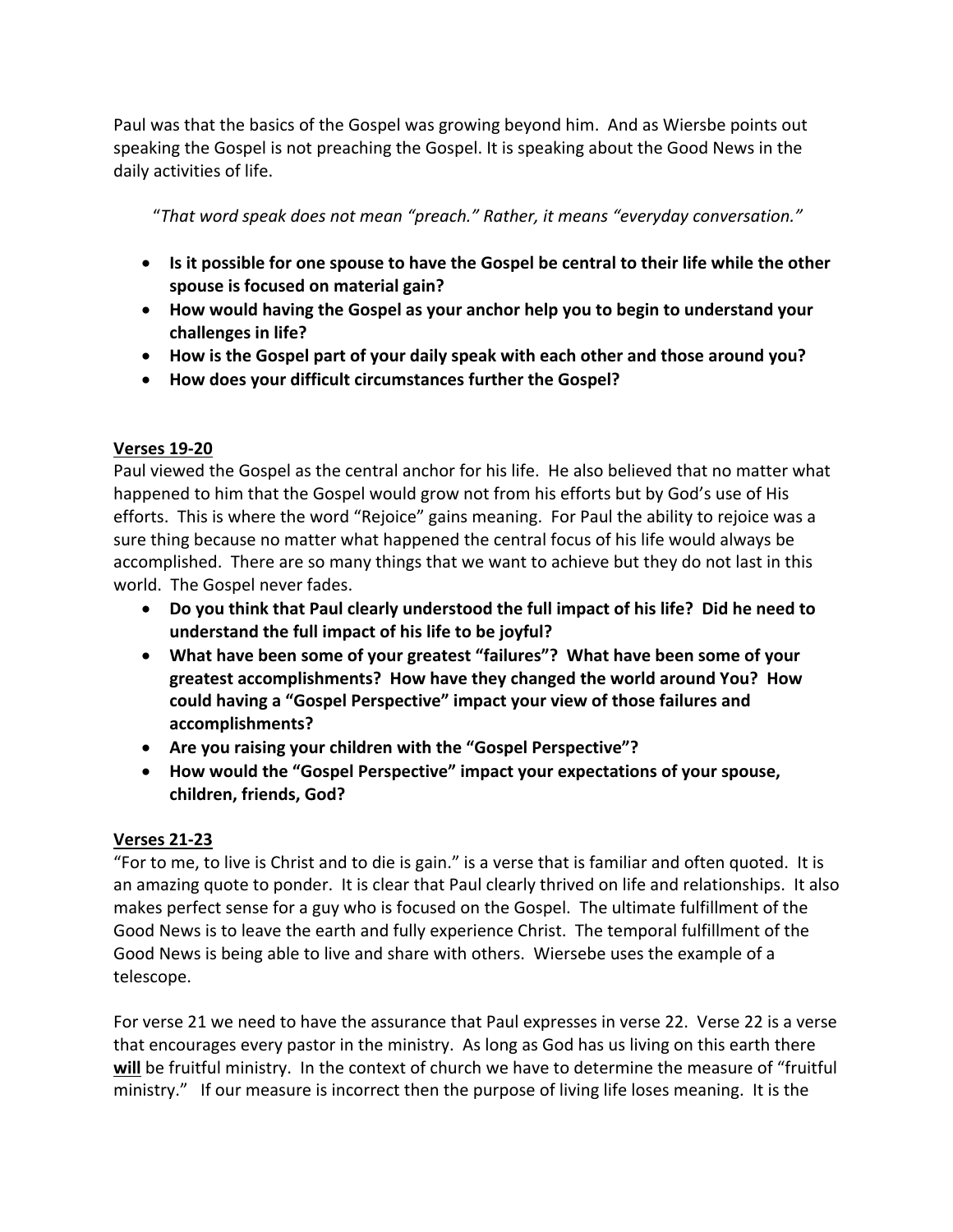Paul was that the basics of the Gospel was growing beyond him. And as Wiersbe points out speaking the Gospel is not preaching the Gospel. It is speaking about the Good News in the daily activities of life.

> "*That word speak does not mean "preach." Rather, it means "everyday conversation."*

- **Is it possible for one spouse to have the Gospel be central to their life while the other spouse is focused on material gain?**
- **How would having the Gospel as your anchor help you to begin to understand your challenges in life?**
- **How is the Gospel part of your daily speak with each other and those around you?**
- **How does your difficult circumstances further the Gospel?**

**<u>Verses 19-20</u>**

Paul viewed the Gospel as the central anchor for his life. He also believed that no matter what happened to him that the Gospel would grow not from his efforts but by God's use of His efforts. This is where the word "Rejoice" gains meaning. For Paul the ability to rejoice was a sure thing because no matter what happened the central focus of his life would always be accomplished. There are so many things that we want to achieve but they do not last in this world. The Gospel never fades.

- **Do you think that Paul clearly understood the full impact of his life? Did he need to understand the full impact of his life to be joyful?**
- **What have been some of your greatest "failures"? What have been some of your greatest accomplishments? How have they changed the world around You? How could having a "Gospel Perspective" impact your view of those failures and accomplishments?**
- **Are you raising your children with the "Gospel Perspective"?**
- **How would the "Gospel Perspective" impact your expectations of your spouse, children, friends, God?**

**<u>Verses 21-23</u>**

"For to me, to live is Christ and to die is gain." is a verse that is familiar and often quoted. It is an amazing quote to ponder. It is clear that Paul clearly thrived on life and relationships. It also makes perfect sense for a guy who is focused on the Gospel. The ultimate fulfillment of the Good News is to leave the earth and fully experience Christ. The temporal fulfillment of the Good News is being able to live and share with others. Wiersebe uses the example of a telescope.

For verse 21 we need to have the assurance that Paul expresses in verse 22. Verse 22 is a verse that encourages every pastor in the ministry. As long as God has us living on this earth there **<u>will</u>** be fruitful ministry. In the context of church we have to determine the measure of "fruitful ministry." If our measure is incorrect then the purpose of living life loses meaning. It is the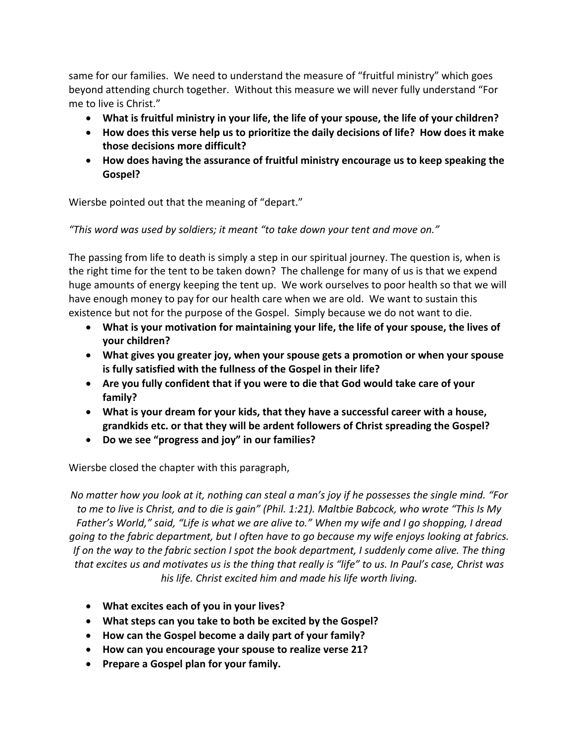same for our families. We need to understand the measure of "fruitful ministry" which goes beyond attending church together. Without this measure we will never fully understand "For me to live is Christ."

- **What is fruitful ministry in your life, the life of your spouse, the life of your children?**
- **How does this verse help us to prioritize the daily decisions of life? How does it make those decisions more difficult?**
- **How does having the assurance of fruitful ministry encourage us to keep speaking the Gospel?**

Wiersbe pointed out that the meaning of "depart."

*"This word was used by soldiers; it meant "to take down your tent and move on."*

The passing from life to death is simply a step in our spiritual journey. The question is, when is the right time for the tent to be taken down? The challenge for many of us is that we expend huge amounts of energy keeping the tent up. We work ourselves to poor health so that we will have enough money to pay for our health care when we are old. We want to sustain this existence but not for the purpose of the Gospel. Simply because we do not want to die.

- **What is your motivation for maintaining your life, the life of your spouse, the lives of your children?**
- **What gives you greater joy, when your spouse gets a promotion or when your spouse is fully satisfied with the fullness of the Gospel in their life?**
- **Are you fully confident that if you were to die that God would take care of your family?**
- **What is your dream for your kids, that they have a successful career with a house, grandkids etc. or that they will be ardent followers of Christ spreading the Gospel?**
- **Do we see "progress and joy" in our families?**

Wiersbe closed the chapter with this paragraph,

*No matter how you look at it, nothing can steal a man's joy if he possesses the single mind. "For to me to live is Christ, and to die is gain" (Phil. 1:21). Maltbie Babcock, who wrote "This Is My Father's World," said, "Life is what we are alive to." When my wife and I go shopping, I dread going to the fabric department, but I often have to go because my wife enjoys looking at fabrics. If on the way to the fabric section I spot the book department, I suddenly come alive. The thing that excites us and motivates us is the thing that really is "life" to us. In Paul's case, Christ was his life. Christ excited him and made his life worth living.*

- **What excites each of you in your lives?**
- **What steps can you take to both be excited by the Gospel?**
- **How can the Gospel become a daily part of your family?**
- **How can you encourage your spouse to realize verse 21?**
- **Prepare a Gospel plan for your family.**